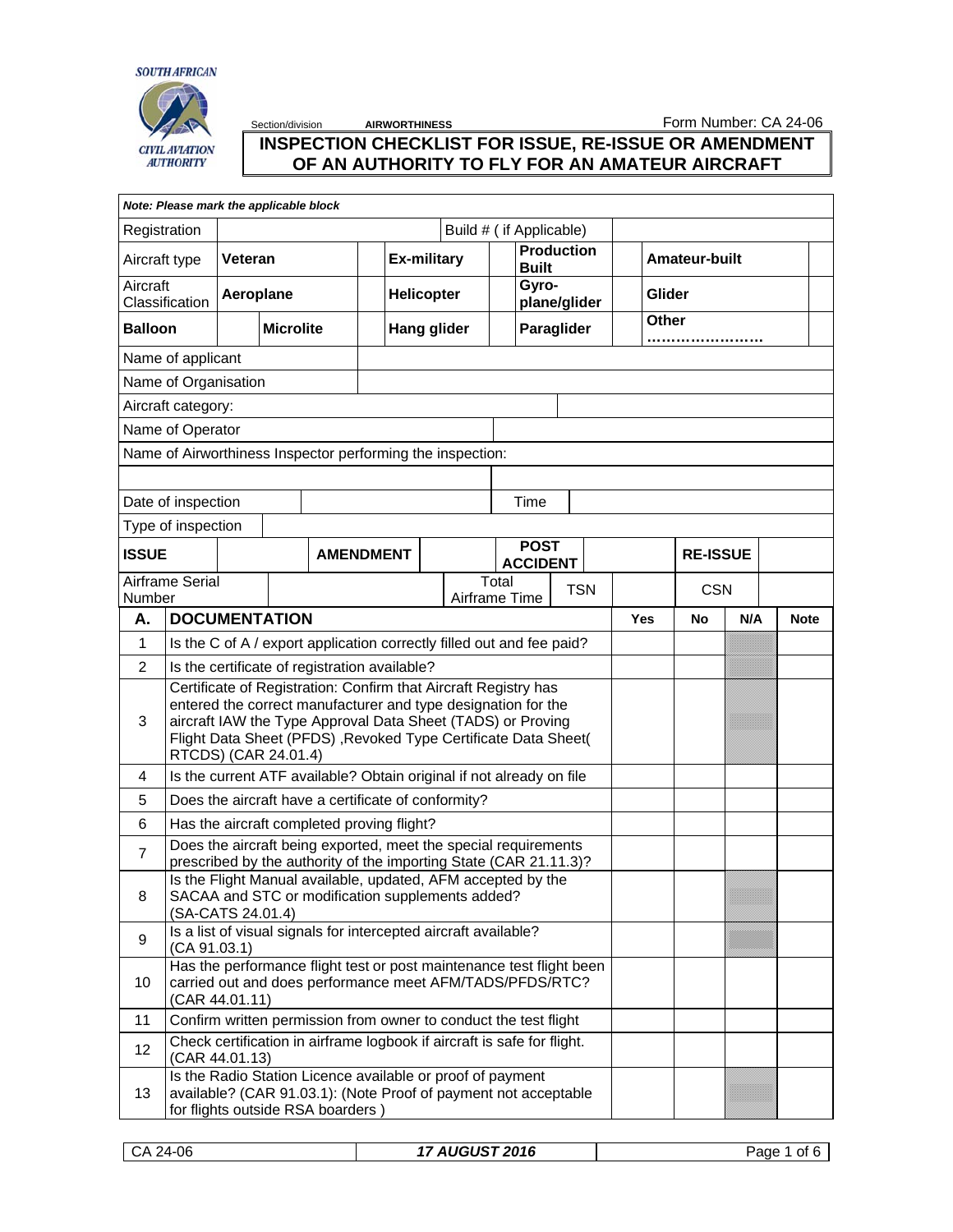SOUTH AFRICAN CIVIL AVIATION AUTHORITY

Section/division **AIRWORTHINESS** Form Number: CA 24-06

# INSPECTION CHECKLIST FOR ISSUE, RE-ISSUE OR AMENDMENT OF AN AUTHORITY TO FLY FOR AN AMATEUR AIRCRAFT

***Note: Please mark the applicable block***

| | | | | | | | |
|---|---|---|---|---|---|---|---|
| Registration | | Build # ( if Applicable) | | | | | |
| Aircraft type | **Veteran** | | **Ex-military** | | **Production Built** | | **Amateur-built** |
| Aircraft Classification | **Aeroplane** | | **Helicopter** | | **Gyro-plane/glider** | | **Glider** |
| **Balloon** | | **Microlite** | | **Hang glider** | | **Paraglider** | | **Other ……………………** |

| | |
|---|---|
| Name of applicant | |
| Name of Organisation | |
| Aircraft category: | |
| Name of Operator | |
| Name of Airworthiness Inspector performing the inspection: | |
| | |
| Date of inspection | Time |
| Type of inspection | |

| | | | | | | | |
|---|---|---|---|---|---|---|---|
| **ISSUE** | | **AMENDMENT** | | **POST ACCIDENT** | | **RE-ISSUE** | |
| Airframe Serial Number | | Total Airframe Time | TSN | | CSN | | |

| **A.** | **DOCUMENTATION** | **Yes** | **No** | **N/A** | **Note** |
|---|---|---|---|---|---|
| 1 | Is the C of A / export application correctly filled out and fee paid? | | | | |
| 2 | Is the certificate of registration available? | | | | |
| 3 | Certificate of Registration: Confirm that Aircraft Registry has entered the correct manufacturer and type designation for the aircraft IAW the Type Approval Data Sheet (TADS) or Proving Flight Data Sheet (PFDS) ,Revoked Type Certificate Data Sheet( RTCDS) (CAR 24.01.4) | | | | |
| 4 | Is the current ATF available? Obtain original if not already on file | | | | |
| 5 | Does the aircraft have a certificate of conformity? | | | | |
| 6 | Has the aircraft completed proving flight? | | | | |
| 7 | Does the aircraft being exported, meet the special requirements prescribed by the authority of the importing State (CAR 21.11.3)? | | | | |
| 8 | Is the Flight Manual available, updated, AFM accepted by the SACAA and STC or modification supplements added? (SA-CATS 24.01.4) | | | | |
| 9 | Is a list of visual signals for intercepted aircraft available? (CA 91.03.1) | | | | |
| 10 | Has the performance flight test or post maintenance test flight been carried out and does performance meet AFM/TADS/PFDS/RTC? (CAR 44.01.11) | | | | |
| 11 | Confirm written permission from owner to conduct the test flight | | | | |
| 12 | Check certification in airframe logbook if aircraft is safe for flight. (CAR 44.01.13) | | | | |
| 13 | Is the Radio Station Licence available or proof of payment available? (CAR 91.03.1): (Note Proof of payment not acceptable for flights outside RSA boarders ) | | | | |

| CA 24-06 | *17 AUGUST 2016* |
|---|---|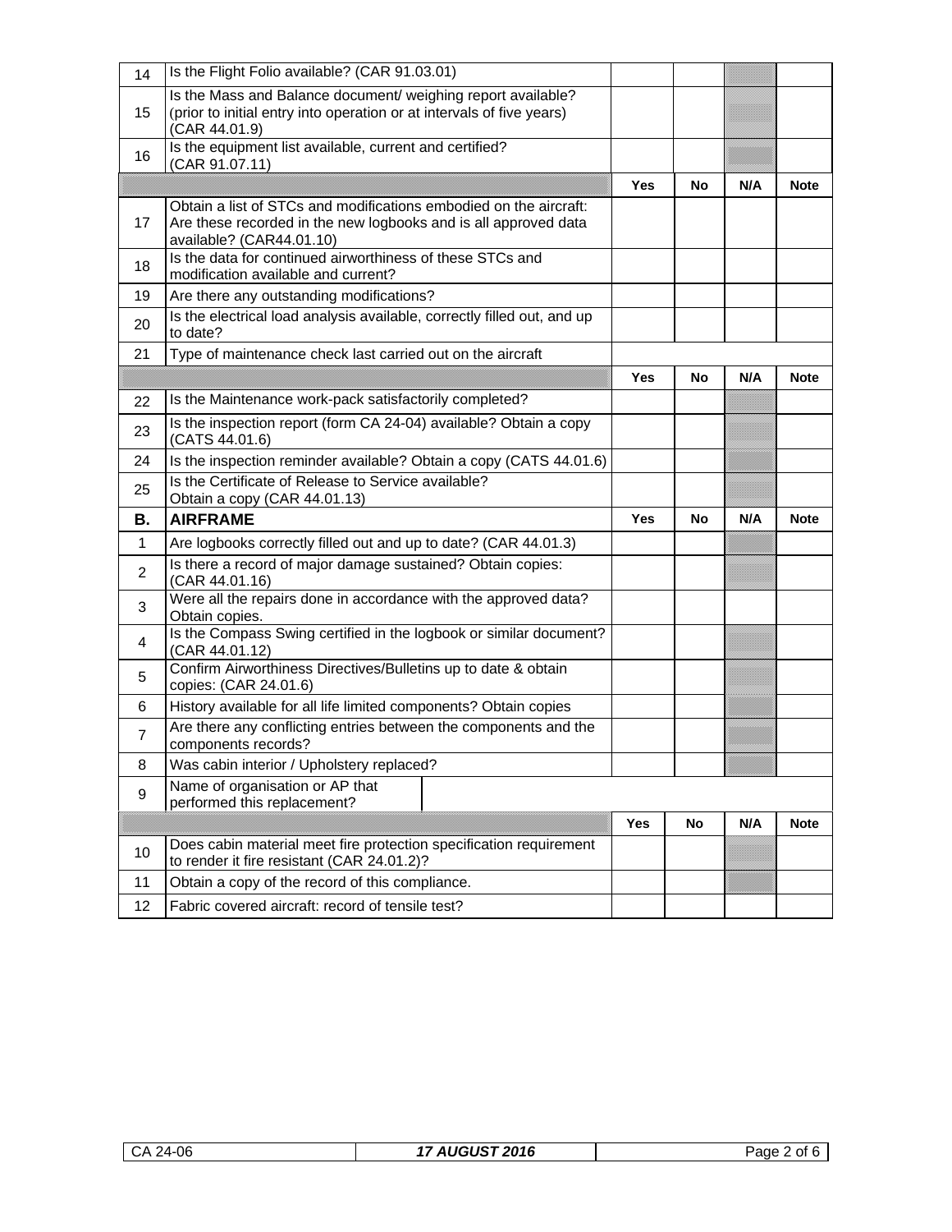| | | Yes | No | N/A | Note |
|---|---|---|---|---|---|
| 14 | Is the Flight Folio available? (CAR 91.03.01) | | | | |
| 15 | Is the Mass and Balance document/ weighing report available? (prior to initial entry into operation or at intervals of five years) (CAR 44.01.9) | | | | |
| 16 | Is the equipment list available, current and certified? (CAR 91.07.11) | | | | |
| | | **Yes** | **No** | **N/A** | **Note** |
| 17 | Obtain a list of STCs and modifications embodied on the aircraft: Are these recorded in the new logbooks and is all approved data available? (CAR44.01.10) | | | | |
| 18 | Is the data for continued airworthiness of these STCs and modification available and current? | | | | |
| 19 | Are there any outstanding modifications? | | | | |
| 20 | Is the electrical load analysis available, correctly filled out, and up to date? | | | | |
| 21 | Type of maintenance check last carried out on the aircraft | | | | |
| | | **Yes** | **No** | **N/A** | **Note** |
| 22 | Is the Maintenance work-pack satisfactorily completed? | | | | |
| 23 | Is the inspection report (form CA 24-04) available? Obtain a copy (CATS 44.01.6) | | | | |
| 24 | Is the inspection reminder available? Obtain a copy (CATS 44.01.6) | | | | |
| 25 | Is the Certificate of Release to Service available? Obtain a copy (CAR 44.01.13) | | | | |
| **B.** | **AIRFRAME** | **Yes** | **No** | **N/A** | **Note** |
| 1 | Are logbooks correctly filled out and up to date? (CAR 44.01.3) | | | | |
| 2 | Is there a record of major damage sustained? Obtain copies: (CAR 44.01.16) | | | | |
| 3 | Were all the repairs done in accordance with the approved data? Obtain copies. | | | | |
| 4 | Is the Compass Swing certified in the logbook or similar document? (CAR 44.01.12) | | | | |
| 5 | Confirm Airworthiness Directives/Bulletins up to date & obtain copies: (CAR 24.01.6) | | | | |
| 6 | History available for all life limited components? Obtain copies | | | | |
| 7 | Are there any conflicting entries between the components and the components records? | | | | |
| 8 | Was cabin interior / Upholstery replaced? | | | | |
| 9 | Name of organisation or AP that performed this replacement? | | | | |
| | | **Yes** | **No** | **N/A** | **Note** |
| 10 | Does cabin material meet fire protection specification requirement to render it fire resistant (CAR 24.01.2)? | | | | |
| 11 | Obtain a copy of the record of this compliance. | | | | |
| 12 | Fabric covered aircraft: record of tensile test? | | | | |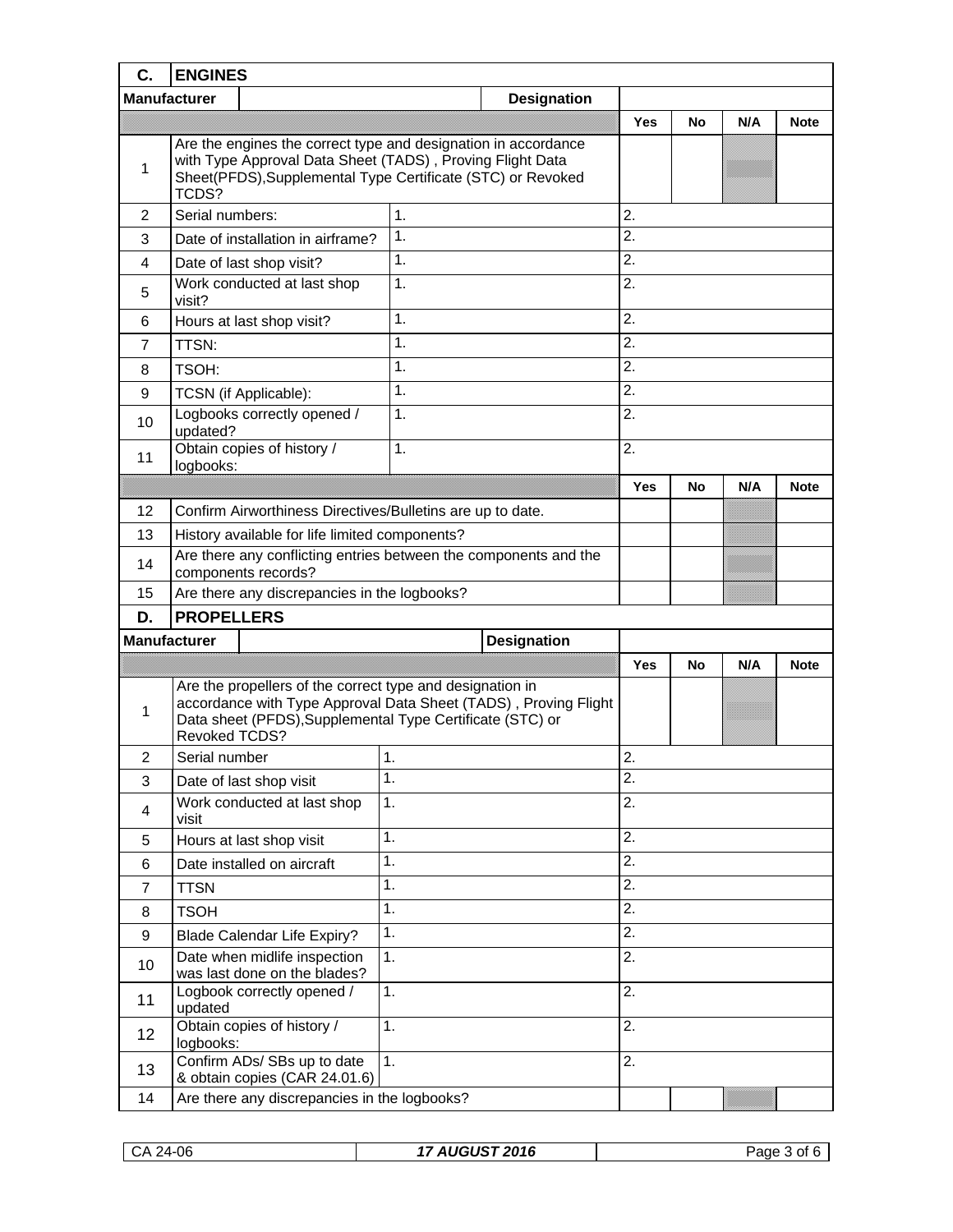| C. | ENGINES | | | | | | |
|---|---|---|---|---|---|---|---|
| **Manufacturer** | | | **Designation** | | | | |
| | | | | **Yes** | **No** | **N/A** | **Note** |
| 1 | Are the engines the correct type and designation in accordance with Type Approval Data Sheet (TADS) , Proving Flight Data Sheet(PFDS),Supplemental Type Certificate (STC) or Revoked TCDS? | | | | | | |
| 2 | Serial numbers: | 1. | | 2. | | | |
| 3 | Date of installation in airframe? | 1. | | 2. | | | |
| 4 | Date of last shop visit? | 1. | | 2. | | | |
| 5 | Work conducted at last shop visit? | 1. | | 2. | | | |
| 6 | Hours at last shop visit? | 1. | | 2. | | | |
| 7 | TTSN: | 1. | | 2. | | | |
| 8 | TSOH: | 1. | | 2. | | | |
| 9 | TCSN (if Applicable): | 1. | | 2. | | | |
| 10 | Logbooks correctly opened / updated? | 1. | | 2. | | | |
| 11 | Obtain copies of history / logbooks: | 1. | | 2. | | | |
| | | | | **Yes** | **No** | **N/A** | **Note** |
| 12 | Confirm Airworthiness Directives/Bulletins are up to date. | | | | | | |
| 13 | History available for life limited components? | | | | | | |
| 14 | Are there any conflicting entries between the components and the components records? | | | | | | |
| 15 | Are there any discrepancies in the logbooks? | | | | | | |

| D. | PROPELLERS | | | | | | |
|---|---|---|---|---|---|---|---|
| **Manufacturer** | | | **Designation** | | | | |
| | | | | **Yes** | **No** | **N/A** | **Note** |
| 1 | Are the propellers of the correct type and designation in accordance with Type Approval Data Sheet (TADS) , Proving Flight Data sheet (PFDS),Supplemental Type Certificate (STC) or Revoked TCDS? | | | | | | |
| 2 | Serial number | 1. | | 2. | | | |
| 3 | Date of last shop visit | 1. | | 2. | | | |
| 4 | Work conducted at last shop visit | 1. | | 2. | | | |
| 5 | Hours at last shop visit | 1. | | 2. | | | |
| 6 | Date installed on aircraft | 1. | | 2. | | | |
| 7 | TTSN | 1. | | 2. | | | |
| 8 | TSOH | 1. | | 2. | | | |
| 9 | Blade Calendar Life Expiry? | 1. | | 2. | | | |
| 10 | Date when midlife inspection was last done on the blades? | 1. | | 2. | | | |
| 11 | Logbook correctly opened / updated | 1. | | 2. | | | |
| 12 | Obtain copies of history / logbooks: | 1. | | 2. | | | |
| 13 | Confirm ADs/ SBs up to date & obtain copies (CAR 24.01.6) | 1. | | 2. | | | |
| 14 | Are there any discrepancies in the logbooks? | | | | | | |

CA 24-06 | ***17 AUGUST 2016***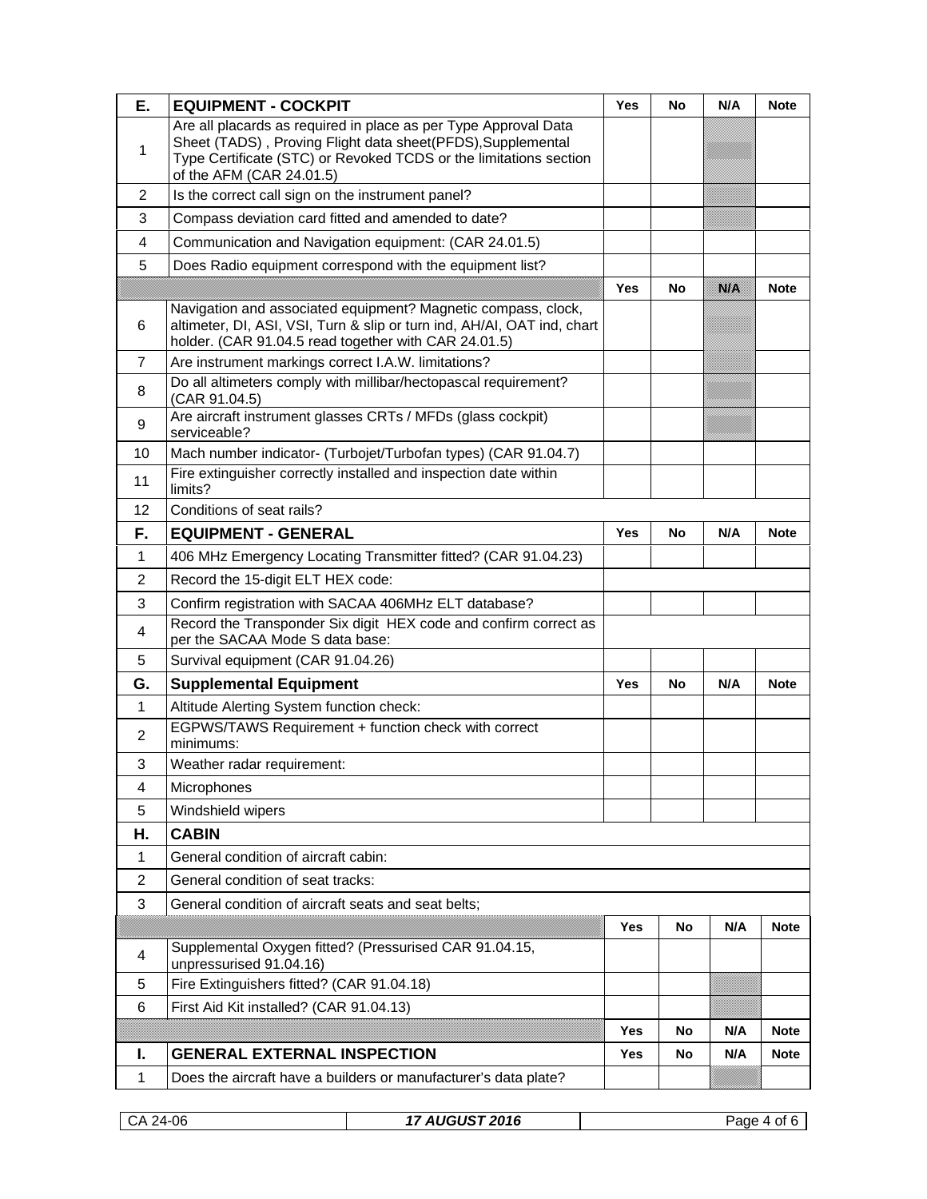| E. | EQUIPMENT - COCKPIT | Yes | No | N/A | Note |
|---|---|---|---|---|---|
| 1 | Are all placards as required in place as per Type Approval Data Sheet (TADS) , Proving Flight data sheet(PFDS),Supplemental Type Certificate (STC) or Revoked TCDS or the limitations section of the AFM (CAR 24.01.5) | | | | |
| 2 | Is the correct call sign on the instrument panel? | | | | |
| 3 | Compass deviation card fitted and amended to date? | | | | |
| 4 | Communication and Navigation equipment: (CAR 24.01.5) | | | | |
| 5 | Does Radio equipment correspond with the equipment list? | | | | |
| | | Yes | No | N/A | Note |
| 6 | Navigation and associated equipment? Magnetic compass, clock, altimeter, DI, ASI, VSI, Turn & slip or turn ind, AH/AI, OAT ind, chart holder. (CAR 91.04.5 read together with CAR 24.01.5) | | | | |
| 7 | Are instrument markings correct I.A.W. limitations? | | | | |
| 8 | Do all altimeters comply with millibar/hectopascal requirement? (CAR 91.04.5) | | | | |
| 9 | Are aircraft instrument glasses CRTs / MFDs (glass cockpit) serviceable? | | | | |
| 10 | Mach number indicator- (Turbojet/Turbofan types) (CAR 91.04.7) | | | | |
| 11 | Fire extinguisher correctly installed and inspection date within limits? | | | | |
| 12 | Conditions of seat rails? | | | | |
| **F.** | **EQUIPMENT - GENERAL** | **Yes** | **No** | **N/A** | **Note** |
| 1 | 406 MHz Emergency Locating Transmitter fitted? (CAR 91.04.23) | | | | |
| 2 | Record the 15-digit ELT HEX code: | | | | |
| 3 | Confirm registration with SACAA 406MHz ELT database? | | | | |
| 4 | Record the Transponder Six digit HEX code and confirm correct as per the SACAA Mode S data base: | | | | |
| 5 | Survival equipment (CAR 91.04.26) | | | | |
| **G.** | **Supplemental Equipment** | **Yes** | **No** | **N/A** | **Note** |
| 1 | Altitude Alerting System function check: | | | | |
| 2 | EGPWS/TAWS Requirement + function check with correct minimums: | | | | |
| 3 | Weather radar requirement: | | | | |
| 4 | Microphones | | | | |
| 5 | Windshield wipers | | | | |
| **H.** | **CABIN** | | | | |
| 1 | General condition of aircraft cabin: | | | | |
| 2 | General condition of seat tracks: | | | | |
| 3 | General condition of aircraft seats and seat belts; | | | | |
| | | Yes | No | N/A | Note |
| 4 | Supplemental Oxygen fitted? (Pressurised CAR 91.04.15, unpressurised 91.04.16) | | | | |
| 5 | Fire Extinguishers fitted? (CAR 91.04.18) | | | | |
| 6 | First Aid Kit installed? (CAR 91.04.13) | | | | |
| | | Yes | No | N/A | Note |
| **I.** | **GENERAL EXTERNAL INSPECTION** | **Yes** | **No** | **N/A** | **Note** |
| 1 | Does the aircraft have a builders or manufacturer's data plate? | | | | |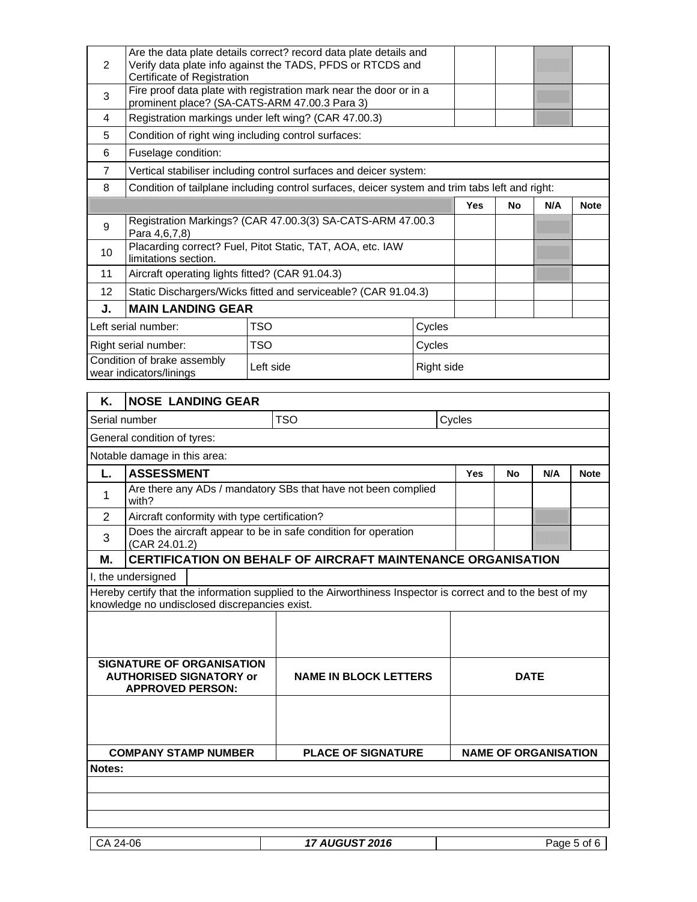| | | Yes | No | N/A | Note |
|---|---|---|---|---|---|
| 2 | Are the data plate details correct? record data plate details and Verify data plate info against the TADS, PFDS or RTCDS and Certificate of Registration | | | | |
| 3 | Fire proof data plate with registration mark near the door or in a prominent place? (SA-CATS-ARM 47.00.3 Para 3) | | | | |
| 4 | Registration markings under left wing? (CAR 47.00.3) | | | | |
| 5 | Condition of right wing including control surfaces: | | | | |
| 6 | Fuselage condition: | | | | |
| 7 | Vertical stabiliser including control surfaces and deicer system: | | | | |
| 8 | Condition of tailplane including control surfaces, deicer system and trim tabs left and right: | | | | |
| | | **Yes** | **No** | **N/A** | **Note** |
| 9 | Registration Markings? (CAR 47.00.3(3) SA-CATS-ARM 47.00.3 Para 4,6,7,8) | | | | |
| 10 | Placarding correct? Fuel, Pitot Static, TAT, AOA, etc. IAW limitations section. | | | | |
| 11 | Aircraft operating lights fitted? (CAR 91.04.3) | | | | |
| 12 | Static Dischargers/Wicks fitted and serviceable? (CAR 91.04.3) | | | | |
| **J.** | **MAIN LANDING GEAR** | | | | |

| | | |
|---|---|---|
| Left serial number: | TSO | Cycles |
| Right serial number: | TSO | Cycles |
| Condition of brake assembly wear indicators/linings | Left side | Right side |

| **K.** | **NOSE LANDING GEAR** | |
|---|---|---|
| Serial number | TSO | Cycles |
| General condition of tyres: | | |
| Notable damage in this area: | | |

| **L.** | **ASSESSMENT** | **Yes** | **No** | **N/A** | **Note** |
|---|---|---|---|---|---|
| 1 | Are there any ADs / mandatory SBs that have not been complied with? | | | | |
| 2 | Aircraft conformity with type certification? | | | | |
| 3 | Does the aircraft appear to be in safe condition for operation (CAR 24.01.2) | | | | |

**M. CERTIFICATION ON BEHALF OF AIRCRAFT MAINTENANCE ORGANISATION**

I, the undersigned

Hereby certify that the information supplied to the Airworthiness Inspector is correct and to the best of my knowledge no undisclosed discrepancies exist.

| | | |
|---|---|---|
| | | |
| **SIGNATURE OF ORGANISATION AUTHORISED SIGNATORY or APPROVED PERSON:** | **NAME IN BLOCK LETTERS** | **DATE** |
| | | |
| **COMPANY STAMP NUMBER** | **PLACE OF SIGNATURE** | **NAME OF ORGANISATION** |

**Notes:**

CA 24-06 — ***17 AUGUST 2016***